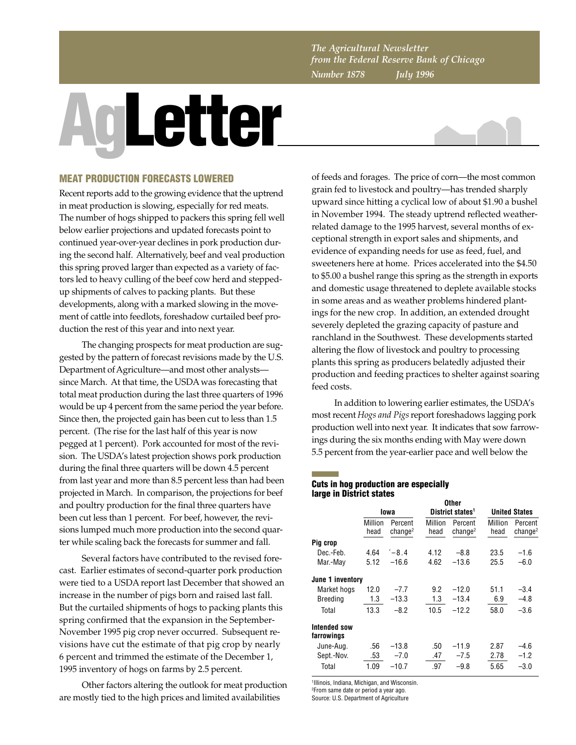*The Agricultural Newsletter from the Federal Reserve Bank of Chicago*

*Number 1878 July 1996*

# AgLetter

## MEAT PRODUCTION FORECASTS LOWERED

Recent reports add to the growing evidence that the uptrend in meat production is slowing, especially for red meats. The number of hogs shipped to packers this spring fell well below earlier projections and updated forecasts point to continued year-over-year declines in pork production during the second half. Alternatively, beef and veal production this spring proved larger than expected as a variety of factors led to heavy culling of the beef cow herd and stepped-up shipments of calves to packing plants. But these developments, along with a marked slowing in the movement of cattle into feedlots, foreshadow curtailed beef production the rest of this year and into next year.

The changing prospects for meat production are suggested by the pattern of forecast revisions made by the U.S. Department of Agriculture—and most other analysts—since March. At that time, the USDA was forecasting that total meat production during the last three quarters of 1996 would be up 4 percent from the same period the year before. Since then, the projected gain has been cut to less than 1.5 percent. (The rise for the last half of this year is now pegged at 1 percent). Pork accounted for most of the revision. The USDA's latest projection shows pork production during the final three quarters will be down 4.5 percent from last year and more than 8.5 percent less than had been projected in March. In comparison, the projections for beef and poultry production for the final three quarters have been cut less than 1 percent. For beef, however, the revisions lumped much more production into the second quarter while scaling back the forecasts for summer and fall.

Several factors have contributed to the revised forecast. Earlier estimates of second-quarter pork production were tied to a USDA report last December that showed an increase in the number of pigs born and raised last fall. But the curtailed shipments of hogs to packing plants this spring confirmed that the expansion in the September-November 1995 pig crop never occurred. Subsequent revisions have cut the estimate of that pig crop by nearly 6 percent and trimmed the estimate of the December 1, 1995 inventory of hogs on farms by 2.5 percent.

Other factors altering the outlook for meat production are mostly tied to the high prices and limited availabilities of feeds and forages. The price of corn—the most common grain fed to livestock and poultry—has trended sharply upward since hitting a cyclical low of about $1.90 a bushel in November 1994. The steady uptrend reflected weather-related damage to the 1995 harvest, several months of exceptional strength in export sales and shipments, and evidence of expanding needs for use as feed, fuel, and sweeteners here at home. Prices accelerated into the $4.50 to $5.00 a bushel range this spring as the strength in exports and domestic usage threatened to deplete available stocks in some areas and as weather problems hindered plantings for the new crop. In addition, an extended drought severely depleted the grazing capacity of pasture and ranchland in the Southwest. These developments started altering the flow of livestock and poultry to processing plants this spring as producers belatedly adjusted their production and feeding practices to shelter against soaring feed costs.

In addition to lowering earlier estimates, the USDA's most recent *Hogs and Pigs* report foreshadows lagging pork production well into next year. It indicates that sow farrowings during the six months ending with May were down 5.5 percent from the year-earlier pace and well below the

**Cuts in hog production are especially large in District states**

| | Iowa | | Other District states[1] | | United States | |
|---|---|---|---|---|---|---|
| | Million head | Percent change[2] | Million head | Percent change[2] | Million head | Percent change[2] |
| **Pig crop** | | | | | | |
| Dec.-Feb. | 4.64 | −8.4 | 4.12 | −8.8 | 23.5 | −1.6 |
| Mar.-May | 5.12 | −16.6 | 4.62 | −13.6 | 25.5 | −6.0 |
| **June 1 inventory** | | | | | | |
| Market hogs | 12.0 | −7.7 | 9.2 | −12.0 | 51.1 | −3.4 |
| Breeding | 1.3 | −13.3 | 1.3 | −13.4 | 6.9 | −4.8 |
| Total | 13.3 | −8.2 | 10.5 | −12.2 | 58.0 | −3.6 |
| **Intended sow farrowings** | | | | | | |
| June-Aug. | .56 | −13.8 | .50 | −11.9 | 2.87 | −4.6 |
| Sept.-Nov. | .53 | −7.0 | .47 | −7.5 | 2.78 | −1.2 |
| Total | 1.09 | −10.7 | .97 | −9.8 | 5.65 | −3.0 |

[1]Illinois, Indiana, Michigan, and Wisconsin.
[2]From same date or period a year ago.
Source: U.S. Department of Agriculture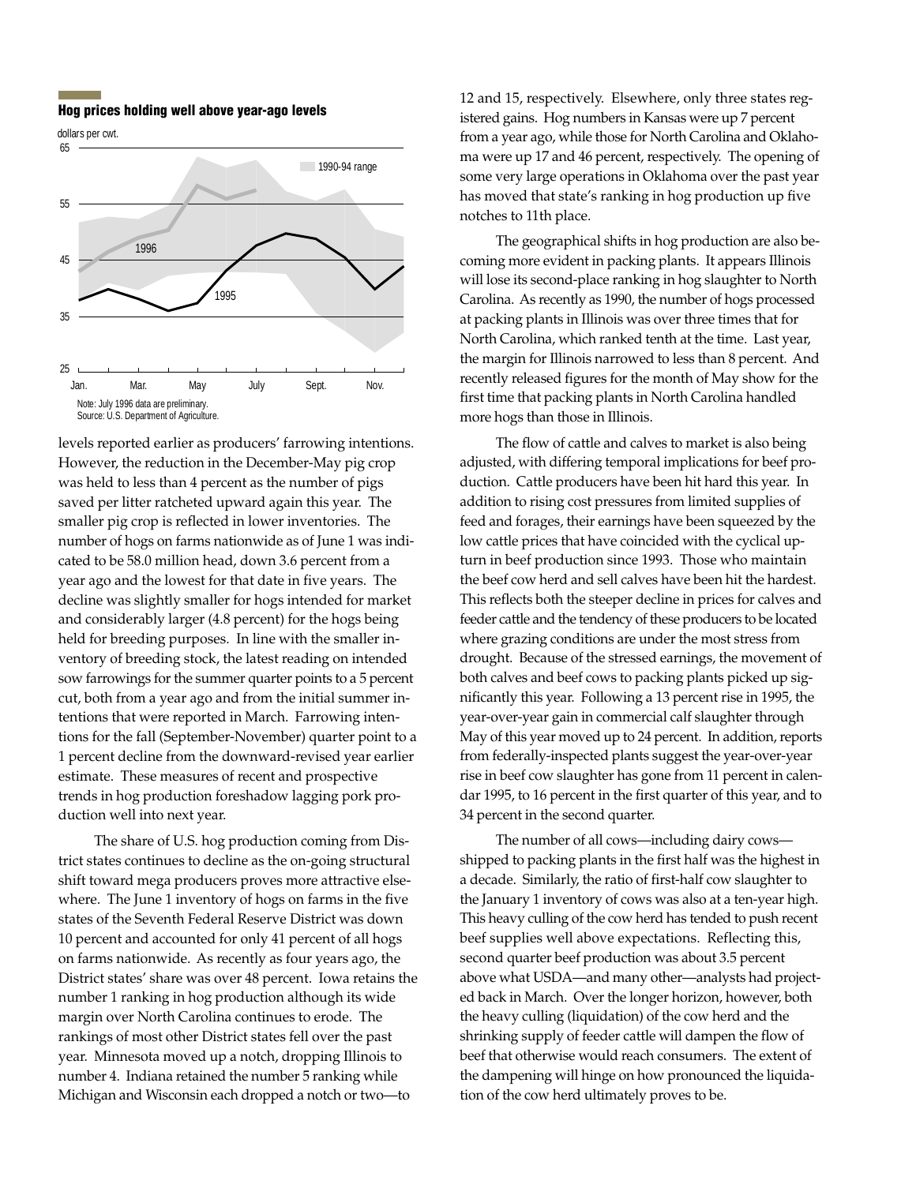**Hog prices holding well above year-ago levels**

dollars per cwt.

Note: July 1996 data are preliminary.
Source: U.S. Department of Agriculture.

levels reported earlier as producers' farrowing intentions. However, the reduction in the December-May pig crop was held to less than 4 percent as the number of pigs saved per litter ratcheted upward again this year. The smaller pig crop is reflected in lower inventories. The number of hogs on farms nationwide as of June 1 was indicated to be 58.0 million head, down 3.6 percent from a year ago and the lowest for that date in five years. The decline was slightly smaller for hogs intended for market and considerably larger (4.8 percent) for the hogs being held for breeding purposes. In line with the smaller inventory of breeding stock, the latest reading on intended sow farrowings for the summer quarter points to a 5 percent cut, both from a year ago and from the initial summer intentions that were reported in March. Farrowing intentions for the fall (September-November) quarter point to a 1 percent decline from the downward-revised year earlier estimate. These measures of recent and prospective trends in hog production foreshadow lagging pork production well into next year.

The share of U.S. hog production coming from District states continues to decline as the on-going structural shift toward mega producers proves more attractive elsewhere. The June 1 inventory of hogs on farms in the five states of the Seventh Federal Reserve District was down 10 percent and accounted for only 41 percent of all hogs on farms nationwide. As recently as four years ago, the District states' share was over 48 percent. Iowa retains the number 1 ranking in hog production although its wide margin over North Carolina continues to erode. The rankings of most other District states fell over the past year. Minnesota moved up a notch, dropping Illinois to number 4. Indiana retained the number 5 ranking while Michigan and Wisconsin each dropped a notch or two—to 12 and 15, respectively. Elsewhere, only three states registered gains. Hog numbers in Kansas were up 7 percent from a year ago, while those for North Carolina and Oklahoma were up 17 and 46 percent, respectively. The opening of some very large operations in Oklahoma over the past year has moved that state's ranking in hog production up five notches to 11th place.

The geographical shifts in hog production are also becoming more evident in packing plants. It appears Illinois will lose its second-place ranking in hog slaughter to North Carolina. As recently as 1990, the number of hogs processed at packing plants in Illinois was over three times that for North Carolina, which ranked tenth at the time. Last year, the margin for Illinois narrowed to less than 8 percent. And recently released figures for the month of May show for the first time that packing plants in North Carolina handled more hogs than those in Illinois.

The flow of cattle and calves to market is also being adjusted, with differing temporal implications for beef production. Cattle producers have been hit hard this year. In addition to rising cost pressures from limited supplies of feed and forages, their earnings have been squeezed by the low cattle prices that have coincided with the cyclical upturn in beef production since 1993. Those who maintain the beef cow herd and sell calves have been hit the hardest. This reflects both the steeper decline in prices for calves and feeder cattle and the tendency of these producers to be located where grazing conditions are under the most stress from drought. Because of the stressed earnings, the movement of both calves and beef cows to packing plants picked up significantly this year. Following a 13 percent rise in 1995, the year-over-year gain in commercial calf slaughter through May of this year moved up to 24 percent. In addition, reports from federally-inspected plants suggest the year-over-year rise in beef cow slaughter has gone from 11 percent in calendar 1995, to 16 percent in the first quarter of this year, and to 34 percent in the second quarter.

The number of all cows—including dairy cows—shipped to packing plants in the first half was the highest in a decade. Similarly, the ratio of first-half cow slaughter to the January 1 inventory of cows was also at a ten-year high. This heavy culling of the cow herd has tended to push recent beef supplies well above expectations. Reflecting this, second quarter beef production was about 3.5 percent above what USDA—and many other—analysts had projected back in March. Over the longer horizon, however, both the heavy culling (liquidation) of the cow herd and the shrinking supply of feeder cattle will dampen the flow of beef that otherwise would reach consumers. The extent of the dampening will hinge on how pronounced the liquidation of the cow herd ultimately proves to be.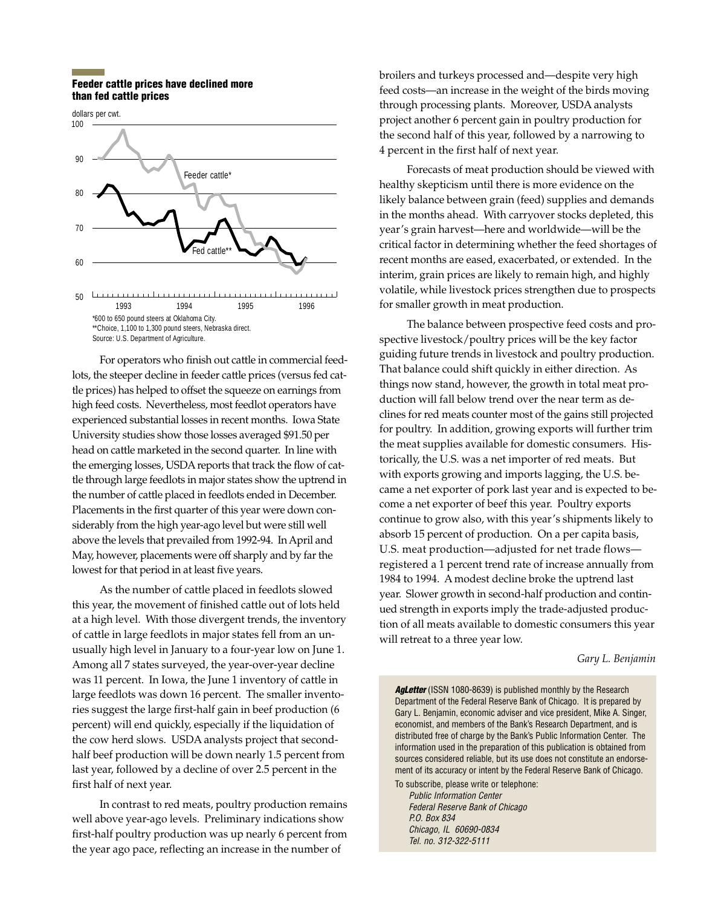**Feeder cattle prices have declined more than fed cattle prices**

dollars per cwt.

*600 to 650 pound steers at Oklahoma City.
**Choice, 1,100 to 1,300 pound steers, Nebraska direct.
Source: U.S. Department of Agriculture.

For operators who finish out cattle in commercial feedlots, the steeper decline in feeder cattle prices (versus fed cattle prices) has helped to offset the squeeze on earnings from high feed costs. Nevertheless, most feedlot operators have experienced substantial losses in recent months. Iowa State University studies show those losses averaged $91.50 per head on cattle marketed in the second quarter. In line with the emerging losses, USDA reports that track the flow of cattle through large feedlots in major states show the uptrend in the number of cattle placed in feedlots ended in December. Placements in the first quarter of this year were down considerably from the high year-ago level but were still well above the levels that prevailed from 1992-94. In April and May, however, placements were off sharply and by far the lowest for that period in at least five years.

As the number of cattle placed in feedlots slowed this year, the movement of finished cattle out of lots held at a high level. With those divergent trends, the inventory of cattle in large feedlots in major states fell from an unusually high level in January to a four-year low on June 1. Among all 7 states surveyed, the year-over-year decline was 11 percent. In Iowa, the June 1 inventory of cattle in large feedlots was down 16 percent. The smaller inventories suggest the large first-half gain in beef production (6 percent) will end quickly, especially if the liquidation of the cow herd slows. USDA analysts project that second-half beef production will be down nearly 1.5 percent from last year, followed by a decline of over 2.5 percent in the first half of next year.

In contrast to red meats, poultry production remains well above year-ago levels. Preliminary indications show first-half poultry production was up nearly 6 percent from the year ago pace, reflecting an increase in the number of broilers and turkeys processed and—despite very high feed costs—an increase in the weight of the birds moving through processing plants. Moreover, USDA analysts project another 6 percent gain in poultry production for the second half of this year, followed by a narrowing to 4 percent in the first half of next year.

Forecasts of meat production should be viewed with healthy skepticism until there is more evidence on the likely balance between grain (feed) supplies and demands in the months ahead. With carryover stocks depleted, this year's grain harvest—here and worldwide—will be the critical factor in determining whether the feed shortages of recent months are eased, exacerbated, or extended. In the interim, grain prices are likely to remain high, and highly volatile, while livestock prices strengthen due to prospects for smaller growth in meat production.

The balance between prospective feed costs and prospective livestock/poultry prices will be the key factor guiding future trends in livestock and poultry production. That balance could shift quickly in either direction. As things now stand, however, the growth in total meat production will fall below trend over the near term as declines for red meats counter most of the gains still projected for poultry. In addition, growing exports will further trim the meat supplies available for domestic consumers. Historically, the U.S. was a net importer of red meats. But with exports growing and imports lagging, the U.S. became a net exporter of pork last year and is expected to become a net exporter of beef this year. Poultry exports continue to grow also, with this year's shipments likely to absorb 15 percent of production. On a per capita basis, U.S. meat production—adjusted for net trade flows—registered a 1 percent trend rate of increase annually from 1984 to 1994. A modest decline broke the uptrend last year. Slower growth in second-half production and continued strength in exports imply the trade-adjusted production of all meats available to domestic consumers this year will retreat to a three year low.

*Gary L. Benjamin*

***AgLetter*** (ISSN 1080-8639) is published monthly by the Research Department of the Federal Reserve Bank of Chicago. It is prepared by Gary L. Benjamin, economic adviser and vice president, Mike A. Singer, economist, and members of the Bank's Research Department, and is distributed free of charge by the Bank's Public Information Center. The information used in the preparation of this publication is obtained from sources considered reliable, but its use does not constitute an endorsement of its accuracy or intent by the Federal Reserve Bank of Chicago.

To subscribe, please write or telephone:

*Public Information Center*
*Federal Reserve Bank of Chicago*
*P.O. Box 834*
*Chicago, IL 60690-0834*
*Tel. no. 312-322-5111*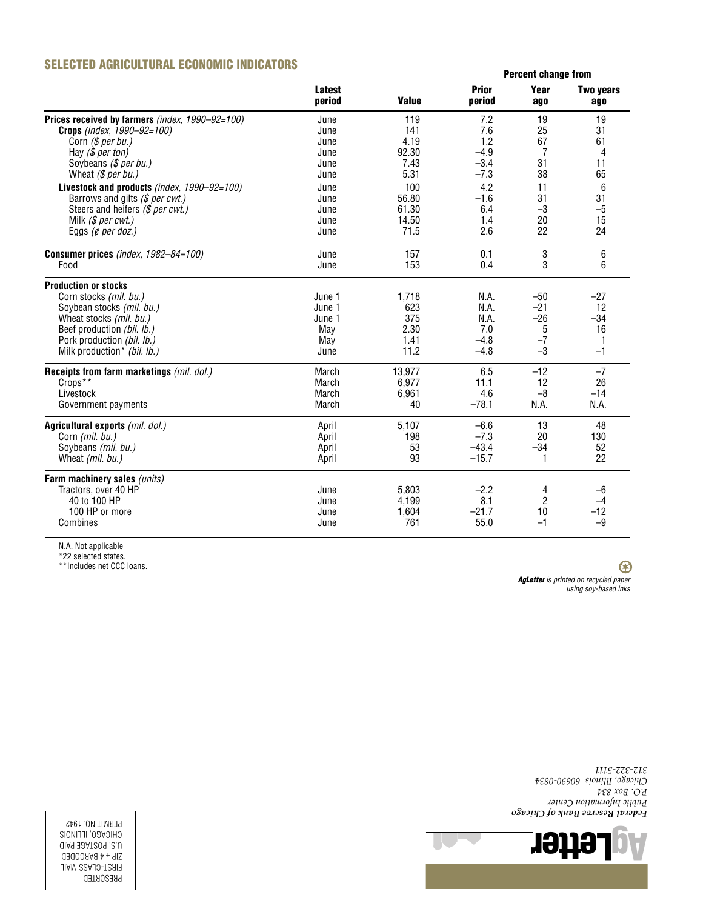## SELECTED AGRICULTURAL ECONOMIC INDICATORS

| | Latest period | Value | Percent change from Prior period | Year ago | Two years ago |
|---|---|---|---|---|---|
| **Prices received by farmers** *(index, 1990–92=100)* | June | 119 | 7.2 | 19 | 19 |
| **Crops** *(index, 1990–92=100)* | June | 141 | 7.6 | 25 | 31 |
| Corn *($ per bu.)* | June | 4.19 | 1.2 | 67 | 61 |
| Hay *($ per ton)* | June | 92.30 | –4.9 | 7 | 4 |
| Soybeans *($ per bu.)* | June | 7.43 | –3.4 | 31 | 11 |
| Wheat *($ per bu.)* | June | 5.31 | –7.3 | 38 | 65 |
| **Livestock and products** *(index, 1990–92=100)* | June | 100 | 4.2 | 11 | 6 |
| Barrows and gilts *($ per cwt.)* | June | 56.80 | –1.6 | 31 | 31 |
| Steers and heifers *($ per cwt.)* | June | 61.30 | 6.4 | –3 | –5 |
| Milk *($ per cwt.)* | June | 14.50 | 1.4 | 20 | 15 |
| Eggs *(¢ per doz.)* | June | 71.5 | 2.6 | 22 | 24 |
| **Consumer prices** *(index, 1982–84=100)* | June | 157 | 0.1 | 3 | 6 |
| Food | June | 153 | 0.4 | 3 | 6 |
| **Production or stocks** | | | | | |
| Corn stocks *(mil. bu.)* | June 1 | 1,718 | N.A. | –50 | –27 |
| Soybean stocks *(mil. bu.)* | June 1 | 623 | N.A. | –21 | 12 |
| Wheat stocks *(mil. bu.)* | June 1 | 375 | N.A. | –26 | –34 |
| Beef production *(bil. lb.)* | May | 2.30 | 7.0 | 5 | 16 |
| Pork production *(bil. lb.)* | May | 1.41 | –4.8 | –7 | 1 |
| Milk production* *(bil. lb.)* | June | 11.2 | –4.8 | –3 | –1 |
| **Receipts from farm marketings** *(mil. dol.)* | March | 13,977 | 6.5 | –12 | –7 |
| Crops** | March | 6,977 | 11.1 | 12 | 26 |
| Livestock | March | 6,961 | 4.6 | –8 | –14 |
| Government payments | March | 40 | –78.1 | N.A. | N.A. |
| **Agricultural exports** *(mil. dol.)* | April | 5,107 | –6.6 | 13 | 48 |
| Corn *(mil. bu.)* | April | 198 | –7.3 | 20 | 130 |
| Soybeans *(mil. bu.)* | April | 53 | –43.4 | –34 | 52 |
| Wheat *(mil. bu.)* | April | 93 | –15.7 | 1 | 22 |
| **Farm machinery sales** *(units)* | | | | | |
| Tractors, over 40 HP | June | 5,803 | –2.2 | 4 | –6 |
| 40 to 100 HP | June | 4,199 | 8.1 | 2 | –4 |
| 100 HP or more | June | 1,604 | –21.7 | 10 | –12 |
| Combines | June | 761 | 55.0 | –1 | –9 |

N.A. Not applicable

*22 selected states.

**Includes net CCC loans.

***AgLetter*** *is printed on recycled paper using soy-based inks*

**AgLetter**

*Federal Reserve Bank of Chicago*
*Public Information Center*
*P.O. Box 834*
*Chicago, Illinois 60690-0834*
*312-322-5111*

PRESORTED
FIRST-CLASS MAIL
ZIP + 4 BARCODED
U.S. POSTAGE PAID
CHICAGO, ILLINOIS
PERMIT NO. 1942